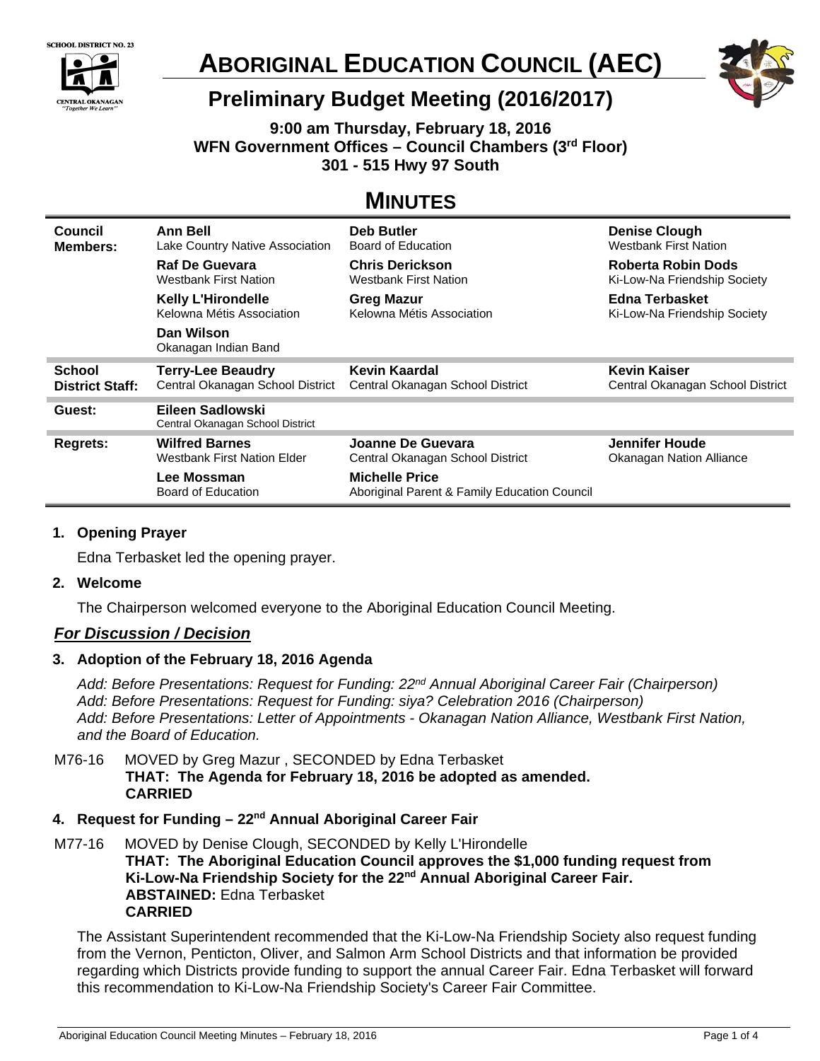# ABORIGINAL EDUCATION COUNCIL (AEC)

## Preliminary Budget Meeting (2016/2017)

**9:00 am Thursday, February 18, 2016**
**WFN Government Offices – Council Chambers (3rd Floor)**
**301 - 515 Hwy 97 South**

# MINUTES

| | | | |
|---|---|---|---|
| **Council Members:** | **Ann Bell** Lake Country Native Association | **Deb Butler** Board of Education | **Denise Clough** Westbank First Nation |
| | **Raf De Guevara** Westbank First Nation | **Chris Derickson** Westbank First Nation | **Roberta Robin Dods** Ki-Low-Na Friendship Society |
| | **Kelly L'Hirondelle** Kelowna Métis Association | **Greg Mazur** Kelowna Métis Association | **Edna Terbasket** Ki-Low-Na Friendship Society |
| | **Dan Wilson** Okanagan Indian Band | | |
| **School District Staff:** | **Terry-Lee Beaudry** Central Okanagan School District | **Kevin Kaardal** Central Okanagan School District | **Kevin Kaiser** Central Okanagan School District |
| **Guest:** | **Eileen Sadlowski** Central Okanagan School District | | |
| **Regrets:** | **Wilfred Barnes** Westbank First Nation Elder | **Joanne De Guevara** Central Okanagan School District | **Jennifer Houde** Okanagan Nation Alliance |
| | **Lee Mossman** Board of Education | **Michelle Price** Aboriginal Parent & Family Education Council | |

**1. Opening Prayer**

Edna Terbasket led the opening prayer.

**2. Welcome**

The Chairperson welcomed everyone to the Aboriginal Education Council Meeting.

***For Discussion / Decision***

**3. Adoption of the February 18, 2016 Agenda**

*Add: Before Presentations: Request for Funding: 22nd Annual Aboriginal Career Fair (Chairperson)*
*Add: Before Presentations: Request for Funding: siya? Celebration 2016 (Chairperson)*
*Add: Before Presentations: Letter of Appointments - Okanagan Nation Alliance, Westbank First Nation, and the Board of Education.*

M76-16 MOVED by Greg Mazur , SECONDED by Edna Terbasket
**THAT: The Agenda for February 18, 2016 be adopted as amended.**
**CARRIED**

**4. Request for Funding – 22nd Annual Aboriginal Career Fair**

M77-16 MOVED by Denise Clough, SECONDED by Kelly L'Hirondelle
**THAT: The Aboriginal Education Council approves the $1,000 funding request from Ki-Low-Na Friendship Society for the 22nd Annual Aboriginal Career Fair.**
**ABSTAINED:** Edna Terbasket
**CARRIED**

The Assistant Superintendent recommended that the Ki-Low-Na Friendship Society also request funding from the Vernon, Penticton, Oliver, and Salmon Arm School Districts and that information be provided regarding which Districts provide funding to support the annual Career Fair. Edna Terbasket will forward this recommendation to Ki-Low-Na Friendship Society's Career Fair Committee.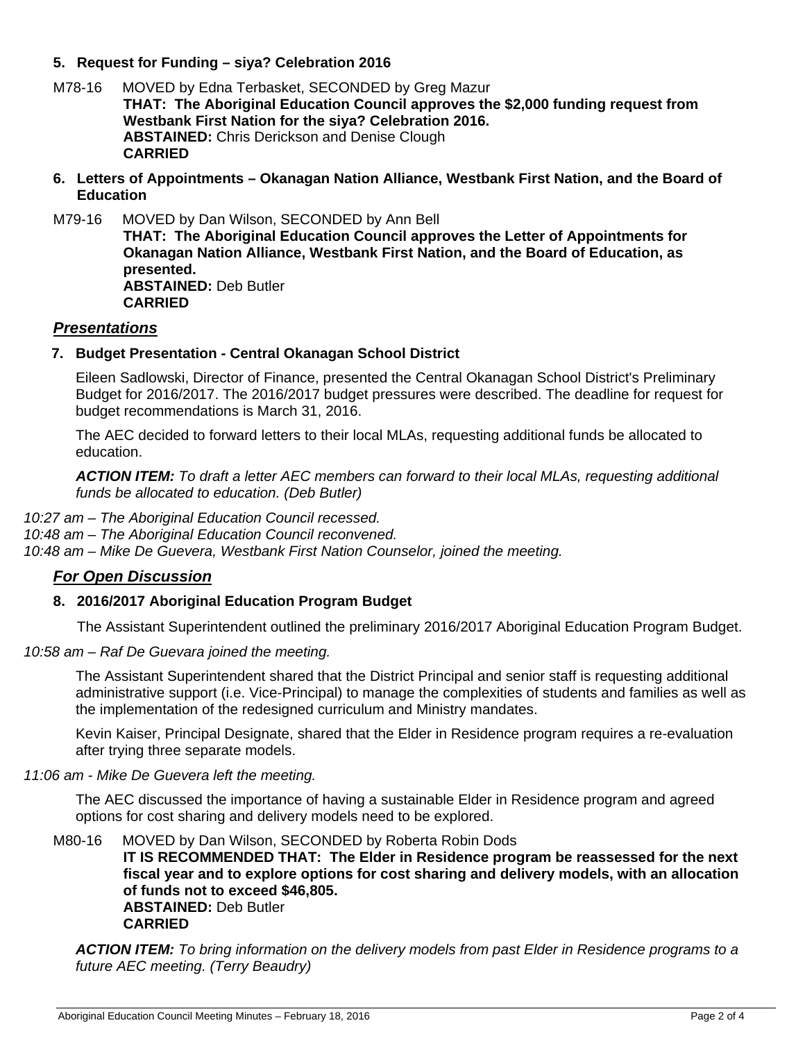## 5. Request for Funding – siya? Celebration 2016

M78-16 MOVED by Edna Terbasket, SECONDED by Greg Mazur
**THAT: The Aboriginal Education Council approves the $2,000 funding request from Westbank First Nation for the siya? Celebration 2016.**
**ABSTAINED:** Chris Derickson and Denise Clough
**CARRIED**

## 6. Letters of Appointments – Okanagan Nation Alliance, Westbank First Nation, and the Board of Education

M79-16 MOVED by Dan Wilson, SECONDED by Ann Bell
**THAT: The Aboriginal Education Council approves the Letter of Appointments for Okanagan Nation Alliance, Westbank First Nation, and the Board of Education, as presented.**
**ABSTAINED:** Deb Butler
**CARRIED**

## *Presentations*

## 7. Budget Presentation - Central Okanagan School District

Eileen Sadlowski, Director of Finance, presented the Central Okanagan School District's Preliminary Budget for 2016/2017. The 2016/2017 budget pressures were described. The deadline for request for budget recommendations is March 31, 2016.

The AEC decided to forward letters to their local MLAs, requesting additional funds be allocated to education.

***ACTION ITEM:*** *To draft a letter AEC members can forward to their local MLAs, requesting additional funds be allocated to education. (Deb Butler)*

*10:27 am – The Aboriginal Education Council recessed.*
*10:48 am – The Aboriginal Education Council reconvened.*
*10:48 am – Mike De Guevera, Westbank First Nation Counselor, joined the meeting.*

## *For Open Discussion*

## 8. 2016/2017 Aboriginal Education Program Budget

The Assistant Superintendent outlined the preliminary 2016/2017 Aboriginal Education Program Budget.

*10:58 am – Raf De Guevara joined the meeting.*

The Assistant Superintendent shared that the District Principal and senior staff is requesting additional administrative support (i.e. Vice-Principal) to manage the complexities of students and families as well as the implementation of the redesigned curriculum and Ministry mandates.

Kevin Kaiser, Principal Designate, shared that the Elder in Residence program requires a re-evaluation after trying three separate models.

*11:06 am - Mike De Guevera left the meeting.*

The AEC discussed the importance of having a sustainable Elder in Residence program and agreed options for cost sharing and delivery models need to be explored.

M80-16 MOVED by Dan Wilson, SECONDED by Roberta Robin Dods
**IT IS RECOMMENDED THAT: The Elder in Residence program be reassessed for the next fiscal year and to explore options for cost sharing and delivery models, with an allocation of funds not to exceed $46,805.**
**ABSTAINED:** Deb Butler
**CARRIED**

***ACTION ITEM:*** *To bring information on the delivery models from past Elder in Residence programs to a future AEC meeting. (Terry Beaudry)*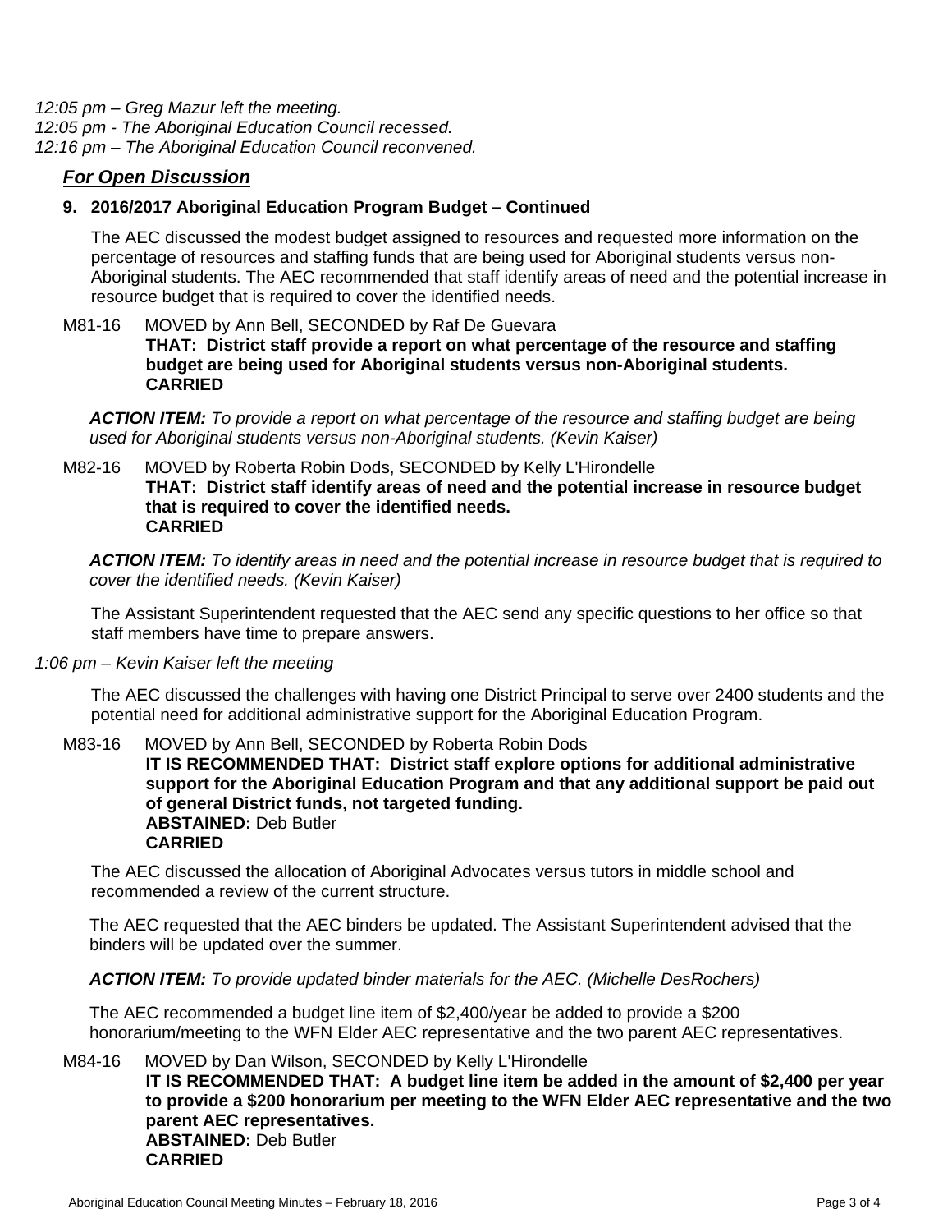*12:05 pm – Greg Mazur left the meeting.*
*12:05 pm - The Aboriginal Education Council recessed.*
*12:16 pm – The Aboriginal Education Council reconvened.*

## ***For Open Discussion***

### 9. 2016/2017 Aboriginal Education Program Budget – Continued

The AEC discussed the modest budget assigned to resources and requested more information on the percentage of resources and staffing funds that are being used for Aboriginal students versus non-Aboriginal students. The AEC recommended that staff identify areas of need and the potential increase in resource budget that is required to cover the identified needs.

M81-16 MOVED by Ann Bell, SECONDED by Raf De Guevara
**THAT: District staff provide a report on what percentage of the resource and staffing budget are being used for Aboriginal students versus non-Aboriginal students.**
**CARRIED**

***ACTION ITEM:*** *To provide a report on what percentage of the resource and staffing budget are being used for Aboriginal students versus non-Aboriginal students. (Kevin Kaiser)*

M82-16 MOVED by Roberta Robin Dods, SECONDED by Kelly L'Hirondelle
**THAT: District staff identify areas of need and the potential increase in resource budget that is required to cover the identified needs.**
**CARRIED**

***ACTION ITEM:*** *To identify areas in need and the potential increase in resource budget that is required to cover the identified needs. (Kevin Kaiser)*

The Assistant Superintendent requested that the AEC send any specific questions to her office so that staff members have time to prepare answers.

*1:06 pm – Kevin Kaiser left the meeting*

The AEC discussed the challenges with having one District Principal to serve over 2400 students and the potential need for additional administrative support for the Aboriginal Education Program.

M83-16 MOVED by Ann Bell, SECONDED by Roberta Robin Dods
**IT IS RECOMMENDED THAT: District staff explore options for additional administrative support for the Aboriginal Education Program and that any additional support be paid out of general District funds, not targeted funding.**
**ABSTAINED:** Deb Butler
**CARRIED**

The AEC discussed the allocation of Aboriginal Advocates versus tutors in middle school and recommended a review of the current structure.

The AEC requested that the AEC binders be updated. The Assistant Superintendent advised that the binders will be updated over the summer.

***ACTION ITEM:*** *To provide updated binder materials for the AEC. (Michelle DesRochers)*

The AEC recommended a budget line item of $2,400/year be added to provide a $200 honorarium/meeting to the WFN Elder AEC representative and the two parent AEC representatives.

M84-16 MOVED by Dan Wilson, SECONDED by Kelly L'Hirondelle
**IT IS RECOMMENDED THAT: A budget line item be added in the amount of $2,400 per year to provide a $200 honorarium per meeting to the WFN Elder AEC representative and the two parent AEC representatives.**
**ABSTAINED:** Deb Butler
**CARRIED**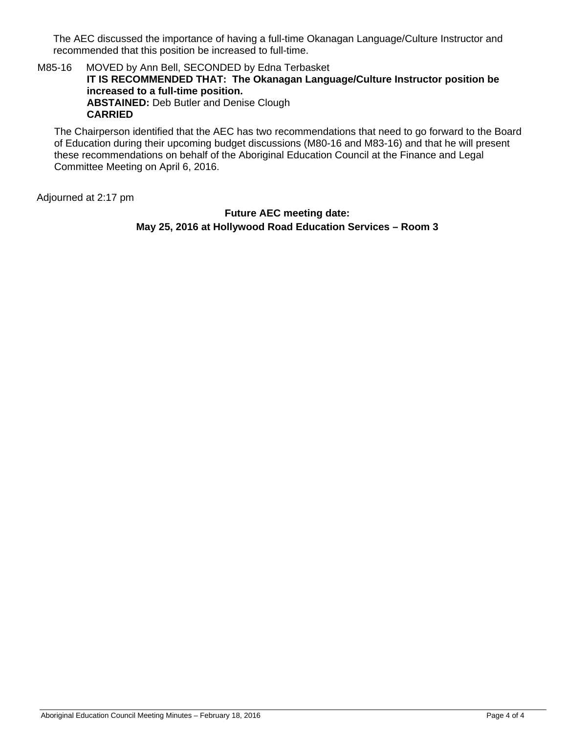The AEC discussed the importance of having a full-time Okanagan Language/Culture Instructor and recommended that this position be increased to full-time.

M85-16 MOVED by Ann Bell, SECONDED by Edna Terbasket
**IT IS RECOMMENDED THAT: The Okanagan Language/Culture Instructor position be increased to a full-time position.**
**ABSTAINED:** Deb Butler and Denise Clough
**CARRIED**

The Chairperson identified that the AEC has two recommendations that need to go forward to the Board of Education during their upcoming budget discussions (M80-16 and M83-16) and that he will present these recommendations on behalf of the Aboriginal Education Council at the Finance and Legal Committee Meeting on April 6, 2016.

Adjourned at 2:17 pm

**Future AEC meeting date:**
**May 25, 2016 at Hollywood Road Education Services – Room 3**